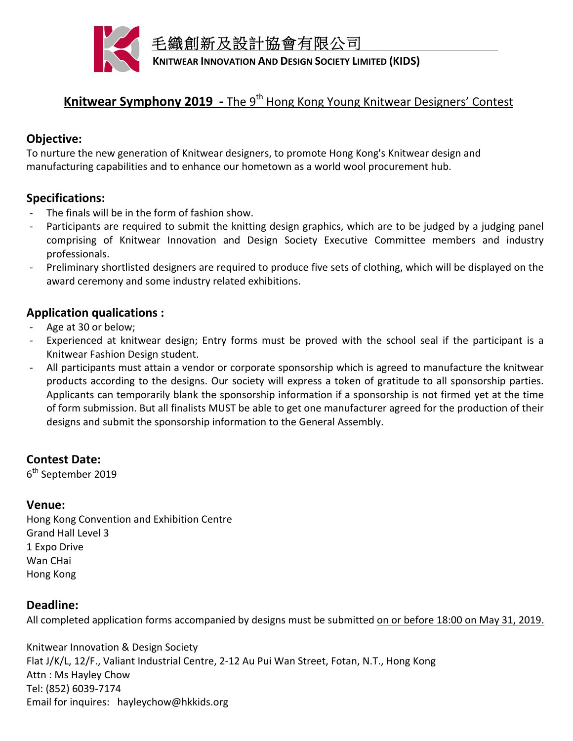毛織創新及設計協會有限公司

**KNITWEAR INNOVATION AND DESIGN SOCIETY LIMITED (KIDS)**

## **Knitwear Symphony 2019 -** The 9th Hong Kong Young Knitwear Designers' Contest

### Objective:

To nurture the new generation of Knitwear designers, to promote Hong Kong's Knitwear design and manufacturing capabilities and to enhance our hometown as a world wool procurement hub.

### Specifications:

- The finals will be in the form of fashion show.
- Participants are required to submit the knitting design graphics, which are to be judged by a judging panel comprising of Knitwear Innovation and Design Society Executive Committee members and industry professionals.
- Preliminary shortlisted designers are required to produce five sets of clothing, which will be displayed on the award ceremony and some industry related exhibitions.

### Application qualications :

- Age at 30 or below;
- Experienced at knitwear design; Entry forms must be proved with the school seal if the participant is a Knitwear Fashion Design student.
- All participants must attain a vendor or corporate sponsorship which is agreed to manufacture the knitwear products according to the designs. Our society will express a token of gratitude to all sponsorship parties. Applicants can temporarily blank the sponsorship information if a sponsorship is not firmed yet at the time of form submission. But all finalists MUST be able to get one manufacturer agreed for the production of their designs and submit the sponsorship information to the General Assembly.

### Contest Date:

6th September 2019

### Venue:

Hong Kong Convention and Exhibition Centre
Grand Hall Level 3
1 Expo Drive
Wan CHai
Hong Kong

### Deadline:

All completed application forms accompanied by designs must be submitted on or before 18:00 on May 31, 2019.

Knitwear Innovation & Design Society
Flat J/K/L, 12/F., Valiant Industrial Centre, 2-12 Au Pui Wan Street, Fotan, N.T., Hong Kong
Attn : Ms Hayley Chow
Tel: (852) 6039-7174
Email for inquires: hayleychow@hkkids.org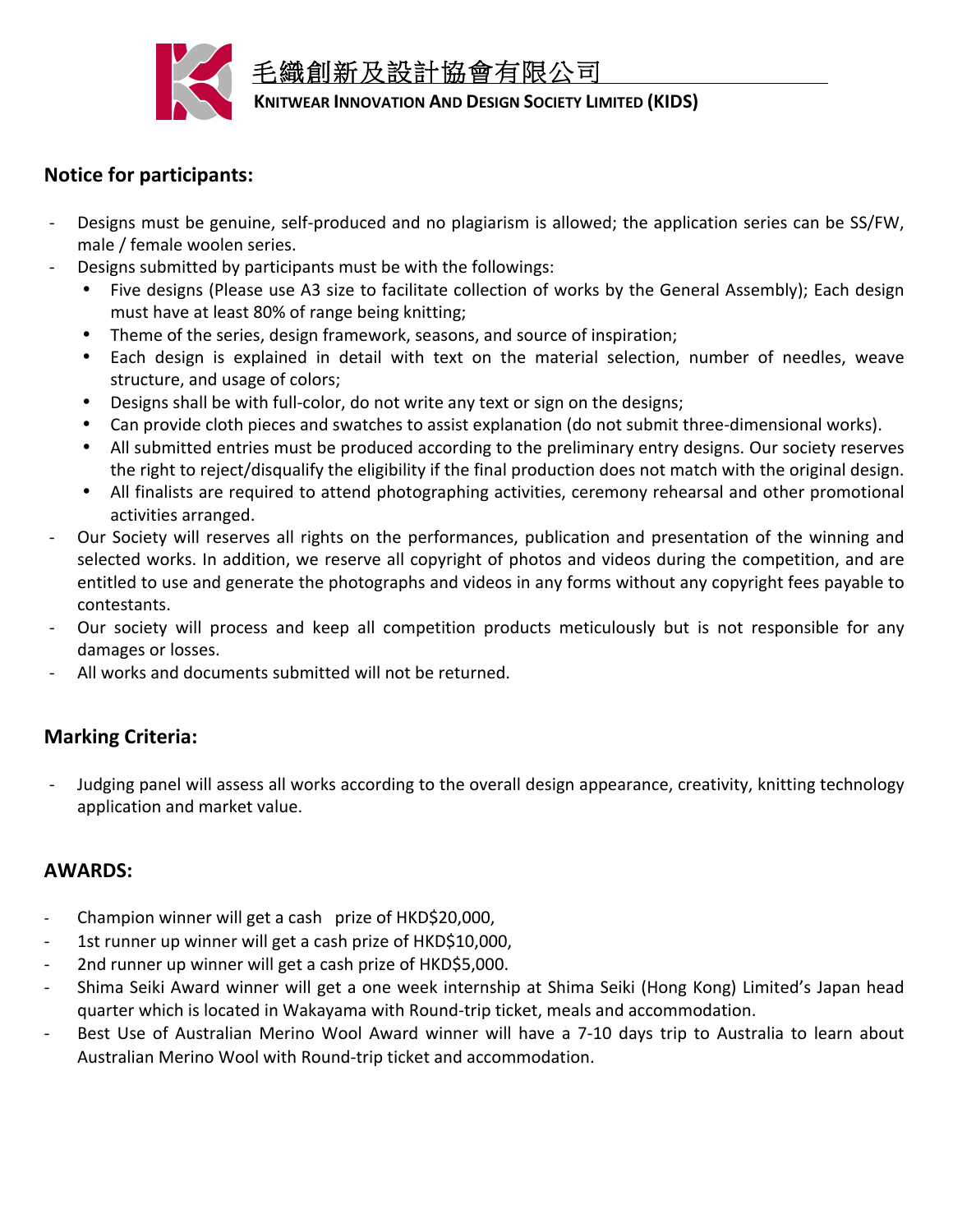毛織創新及設計協會有限公司

**KNITWEAR INNOVATION AND DESIGN SOCIETY LIMITED (KIDS)**

## Notice for participants:

- Designs must be genuine, self-produced and no plagiarism is allowed; the application series can be SS/FW, male / female woolen series.
- Designs submitted by participants must be with the followings:
  - Five designs (Please use A3 size to facilitate collection of works by the General Assembly); Each design must have at least 80% of range being knitting;
  - Theme of the series, design framework, seasons, and source of inspiration;
  - Each design is explained in detail with text on the material selection, number of needles, weave structure, and usage of colors;
  - Designs shall be with full-color, do not write any text or sign on the designs;
  - Can provide cloth pieces and swatches to assist explanation (do not submit three-dimensional works).
  - All submitted entries must be produced according to the preliminary entry designs. Our society reserves the right to reject/disqualify the eligibility if the final production does not match with the original design.
  - All finalists are required to attend photographing activities, ceremony rehearsal and other promotional activities arranged.
- Our Society will reserves all rights on the performances, publication and presentation of the winning and selected works. In addition, we reserve all copyright of photos and videos during the competition, and are entitled to use and generate the photographs and videos in any forms without any copyright fees payable to contestants.
- Our society will process and keep all competition products meticulously but is not responsible for any damages or losses.
- All works and documents submitted will not be returned.

## Marking Criteria:

- Judging panel will assess all works according to the overall design appearance, creativity, knitting technology application and market value.

## AWARDS:

- Champion winner will get a cash prize of HKD$20,000,
- 1st runner up winner will get a cash prize of HKD$10,000,
- 2nd runner up winner will get a cash prize of HKD$5,000.
- Shima Seiki Award winner will get a one week internship at Shima Seiki (Hong Kong) Limited's Japan head quarter which is located in Wakayama with Round-trip ticket, meals and accommodation.
- Best Use of Australian Merino Wool Award winner will have a 7-10 days trip to Australia to learn about Australian Merino Wool with Round-trip ticket and accommodation.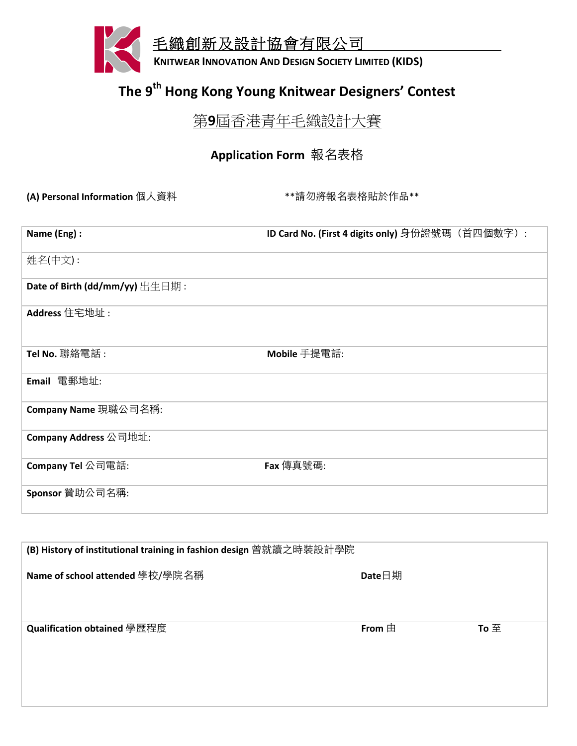毛織創新及設計協會有限公司

KNITWEAR INNOVATION AND DESIGN SOCIETY LIMITED (KIDS)

# The 9th Hong Kong Young Knitwear Designers' Contest

# 第9屆香港青年毛織設計大賽

## Application Form 報名表格

**(A) Personal Information** 個人資料

**請勿將報名表格貼於作品**

| | |
|---|---|
| **Name (Eng) :** | **ID Card No. (First 4 digits only)** 身份證號碼（首四個數字）: |
| 姓名(中文) : | |
| **Date of Birth (dd/mm/yy)** 出生日期 : | |
| **Address** 住宅地址 : | |
| **Tel No.** 聯絡電話 : | **Mobile** 手提電話: |
| **Email** 電郵地址: | |
| **Company Name** 現職公司名稱: | |
| **Company Address** 公司地址: | |
| **Company Tel** 公司電話: | **Fax** 傳真號碼: |
| **Sponsor** 贊助公司名稱: | |

**(B) History of institutional training in fashion design** 曾就讀之時裝設計學院

| | | |
|---|---|---|
| **Name of school attended** 學校/學院名稱 | **Date** 日期 | |
| **Qualification obtained** 學歷程度 | **From** 由 | **To** 至 |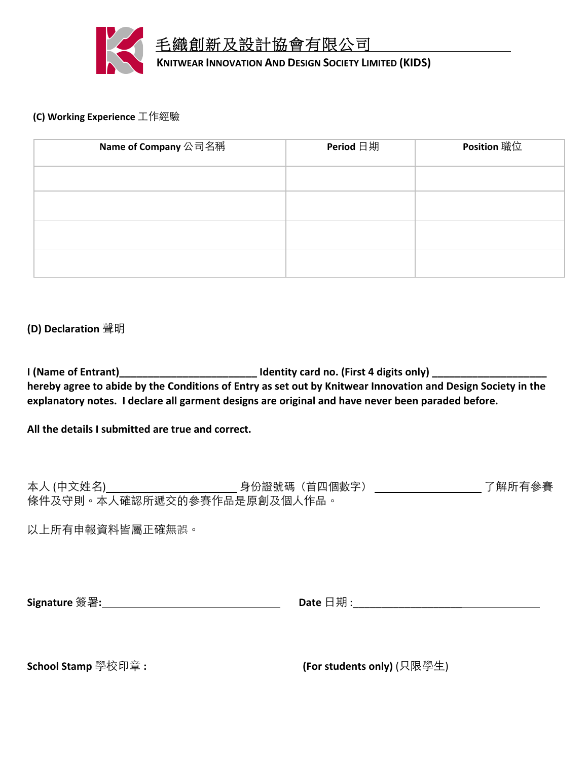毛織創新及設計協會有限公司
**KNITWEAR INNOVATION AND DESIGN SOCIETY LIMITED (KIDS)**

**(C) Working Experience** 工作經驗

| **Name of Company** 公司名稱 | **Period** 日期 | **Position** 職位 |
|---|---|---|
| | | |
| | | |
| | | |
| | | |

**(D) Declaration** 聲明

**I (Name of Entrant)\_\_\_\_\_\_\_\_\_\_\_\_\_\_\_\_\_\_\_\_\_\_\_\_\_ Identity card no. (First 4 digits only) \_\_\_\_\_\_\_\_\_\_\_\_\_\_\_\_\_\_\_\_ hereby agree to abide by the Conditions of Entry as set out by Knitwear Innovation and Design Society in the explanatory notes. I declare all garment designs are original and have never been paraded before.**

**All the details I submitted are true and correct.**

本人 (中文姓名)\_\_\_\_\_\_\_\_\_\_\_\_\_\_\_\_\_\_\_\_\_\_ 身份證號碼（首四個數字） \_\_\_\_\_\_\_\_\_\_\_\_\_\_\_\_\_\_\_ 了解所有參賽條件及守則。本人確認所遞交的參賽作品是原創及個人作品。

以上所有申報資料皆屬正確無誤。

**Signature** 簽署**:**\_\_\_\_\_\_\_\_\_\_\_\_\_\_\_\_\_\_\_\_\_\_\_\_\_\_\_\_\_\_\_\_ **Date** 日期 :\_\_\_\_\_\_\_\_\_\_\_\_\_\_\_\_\_\_\_\_\_\_\_\_\_\_\_\_\_\_\_\_\_

**School Stamp** 學校印章 **:** **(For students only)** (只限學生)